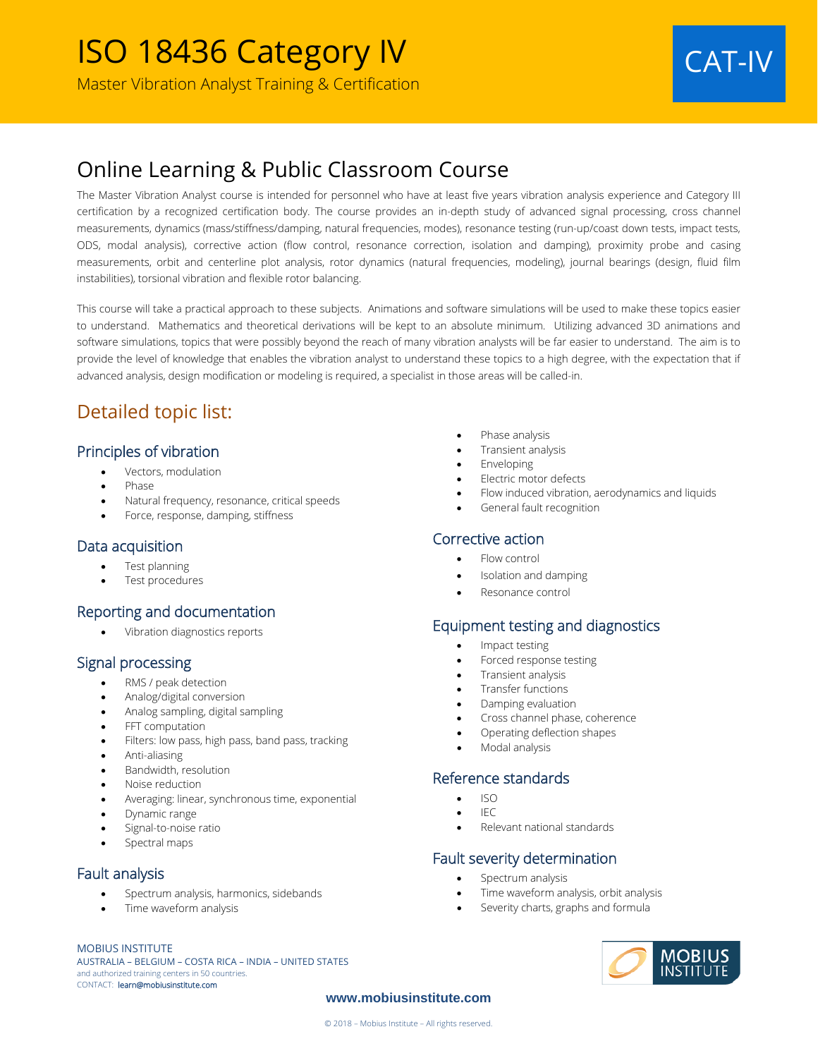# ISO 18436 Category IV

Master Vibration Analyst Training & Certification

CAT-IV

## Online Learning & Public Classroom Course

The Master Vibration Analyst course is intended for personnel who have at least five years vibration analysis experience and Category III certification by a recognized certification body. The course provides an in-depth study of advanced signal processing, cross channel measurements, dynamics (mass/stiffness/damping, natural frequencies, modes), resonance testing (run-up/coast down tests, impact tests, ODS, modal analysis), corrective action (flow control, resonance correction, isolation and damping), proximity probe and casing measurements, orbit and centerline plot analysis, rotor dynamics (natural frequencies, modeling), journal bearings (design, fluid film instabilities), torsional vibration and flexible rotor balancing.

This course will take a practical approach to these subjects. Animations and software simulations will be used to make these topics easier to understand. Mathematics and theoretical derivations will be kept to an absolute minimum. Utilizing advanced 3D animations and software simulations, topics that were possibly beyond the reach of many vibration analysts will be far easier to understand. The aim is to provide the level of knowledge that enables the vibration analyst to understand these topics to a high degree, with the expectation that if advanced analysis, design modification or modeling is required, a specialist in those areas will be called-in.

## Detailed topic list:

### Principles of vibration

- Vectors, modulation
- Phase
- Natural frequency, resonance, critical speeds
- Force, response, damping, stiffness

### Data acquisition

- Test planning
- Test procedures

### Reporting and documentation

- Vibration diagnostics reports

### Signal processing

- RMS / peak detection
- Analog/digital conversion
- Analog sampling, digital sampling
- FFT computation
- Filters: low pass, high pass, band pass, tracking
- Anti-aliasing
- Bandwidth, resolution
- Noise reduction
- Averaging: linear, synchronous time, exponential
- Dynamic range
- Signal-to-noise ratio
- Spectral maps

### Fault analysis

- Spectrum analysis, harmonics, sidebands
- Time waveform analysis
- Phase analysis
- Transient analysis
- Enveloping
- Electric motor defects
- Flow induced vibration, aerodynamics and liquids
- General fault recognition

### Corrective action

- Flow control
- Isolation and damping
- Resonance control

### Equipment testing and diagnostics

- Impact testing
- Forced response testing
- Transient analysis
- Transfer functions
- Damping evaluation
- Cross channel phase, coherence
- Operating deflection shapes
- Modal analysis

### Reference standards

- ISO
- IEC
- Relevant national standards

### Fault severity determination

- Spectrum analysis
- Time waveform analysis, orbit analysis
- Severity charts, graphs and formula

MOBIUS INSTITUTE
AUSTRALIA – BELGIUM – COSTA RICA – INDIA – UNITED STATES
and authorized training centers in 50 countries.
CONTACT: learn@mobiusinstitute.com

www.mobiusinstitute.com

© 2018 – Mobius Institute – All rights reserved.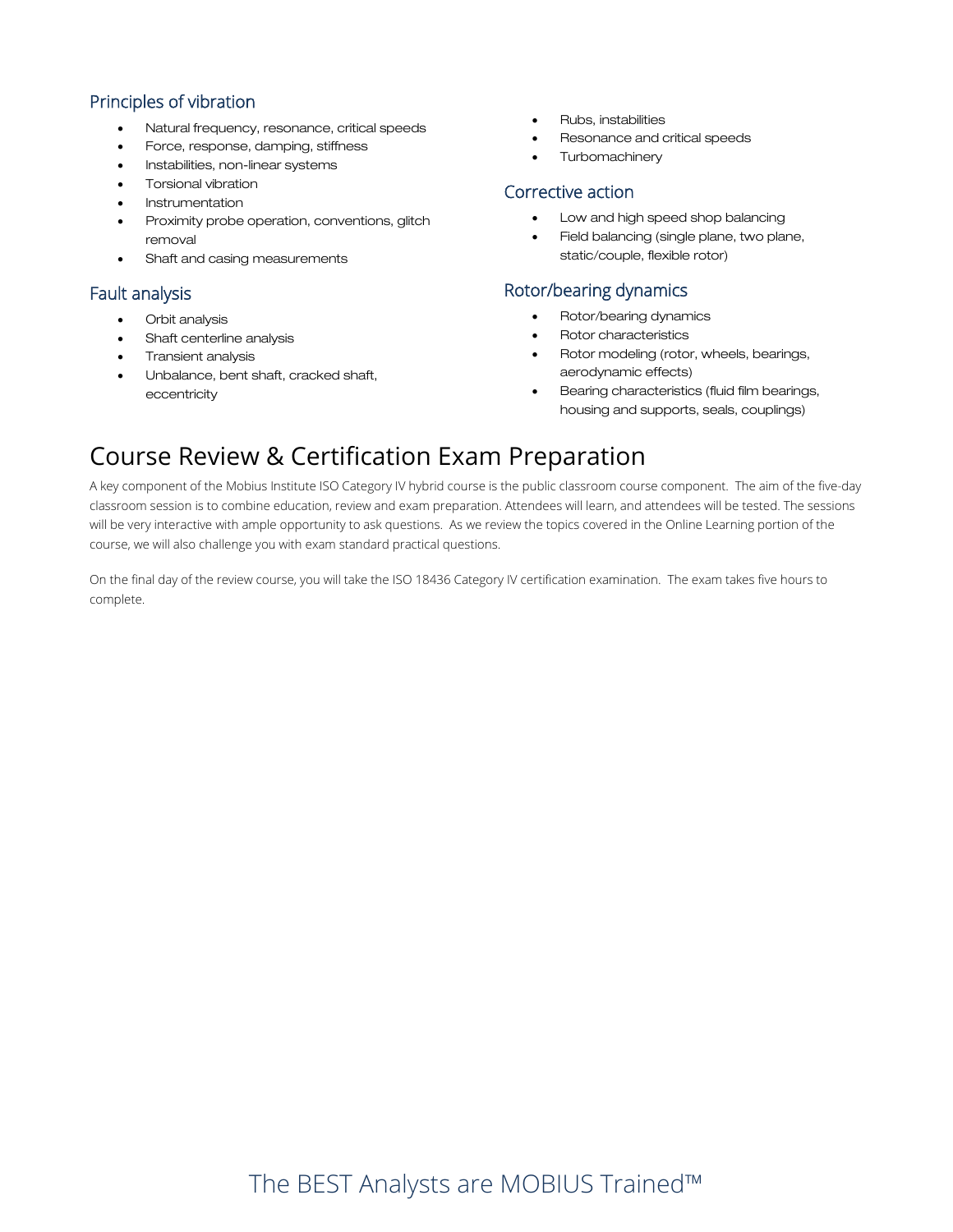## Principles of vibration

- Natural frequency, resonance, critical speeds
- Force, response, damping, stiffness
- Instabilities, non-linear systems
- Torsional vibration
- Instrumentation
- Proximity probe operation, conventions, glitch removal
- Shaft and casing measurements

## Fault analysis

- Orbit analysis
- Shaft centerline analysis
- Transient analysis
- Unbalance, bent shaft, cracked shaft, eccentricity
- Rubs, instabilities
- Resonance and critical speeds
- Turbomachinery

## Corrective action

- Low and high speed shop balancing
- Field balancing (single plane, two plane, static/couple, flexible rotor)

## Rotor/bearing dynamics

- Rotor/bearing dynamics
- Rotor characteristics
- Rotor modeling (rotor, wheels, bearings, aerodynamic effects)
- Bearing characteristics (fluid film bearings, housing and supports, seals, couplings)

# Course Review & Certification Exam Preparation

A key component of the Mobius Institute ISO Category IV hybrid course is the public classroom course component. The aim of the five-day classroom session is to combine education, review and exam preparation. Attendees will learn, and attendees will be tested. The sessions will be very interactive with ample opportunity to ask questions. As we review the topics covered in the Online Learning portion of the course, we will also challenge you with exam standard practical questions.

On the final day of the review course, you will take the ISO 18436 Category IV certification examination. The exam takes five hours to complete.

The BEST Analysts are MOBIUS Trained™